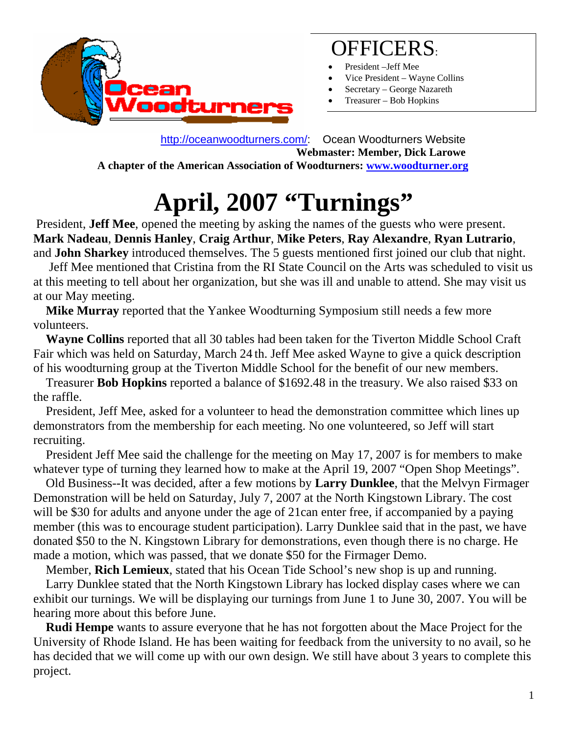## OFFICERS:

- President –Jeff Mee
- Vice President – Wayne Collins
- Secretary – George Nazareth
- Treasurer – Bob Hopkins

http://oceanwoodturners.com/: Ocean Woodturners Website

**Webmaster: Member, Dick Larowe**

**A chapter of the American Association of Woodturners: www.woodturner.org**

# April, 2007 "Turnings"

President, **Jeff Mee**, opened the meeting by asking the names of the guests who were present. **Mark Nadeau**, **Dennis Hanley**, **Craig Arthur**, **Mike Peters**, **Ray Alexandre**, **Ryan Lutrario**, and **John Sharkey** introduced themselves. The 5 guests mentioned first joined our club that night.

Jeff Mee mentioned that Cristina from the RI State Council on the Arts was scheduled to visit us at this meeting to tell about her organization, but she was ill and unable to attend. She may visit us at our May meeting.

**Mike Murray** reported that the Yankee Woodturning Symposium still needs a few more volunteers.

**Wayne Collins** reported that all 30 tables had been taken for the Tiverton Middle School Craft Fair which was held on Saturday, March 24 th. Jeff Mee asked Wayne to give a quick description of his woodturning group at the Tiverton Middle School for the benefit of our new members.

Treasurer **Bob Hopkins** reported a balance of $1692.48 in the treasury. We also raised $33 on the raffle.

President, Jeff Mee, asked for a volunteer to head the demonstration committee which lines up demonstrators from the membership for each meeting. No one volunteered, so Jeff will start recruiting.

President Jeff Mee said the challenge for the meeting on May 17, 2007 is for members to make whatever type of turning they learned how to make at the April 19, 2007 "Open Shop Meetings".

Old Business--It was decided, after a few motions by **Larry Dunklee**, that the Melvyn Firmager Demonstration will be held on Saturday, July 7, 2007 at the North Kingstown Library. The cost will be $30 for adults and anyone under the age of 21can enter free, if accompanied by a paying member (this was to encourage student participation). Larry Dunklee said that in the past, we have donated $50 to the N. Kingstown Library for demonstrations, even though there is no charge. He made a motion, which was passed, that we donate $50 for the Firmager Demo.

Member, **Rich Lemieux**, stated that his Ocean Tide School's new shop is up and running.

Larry Dunklee stated that the North Kingstown Library has locked display cases where we can exhibit our turnings. We will be displaying our turnings from June 1 to June 30, 2007. You will be hearing more about this before June.

**Rudi Hempe** wants to assure everyone that he has not forgotten about the Mace Project for the University of Rhode Island. He has been waiting for feedback from the university to no avail, so he has decided that we will come up with our own design. We still have about 3 years to complete this project.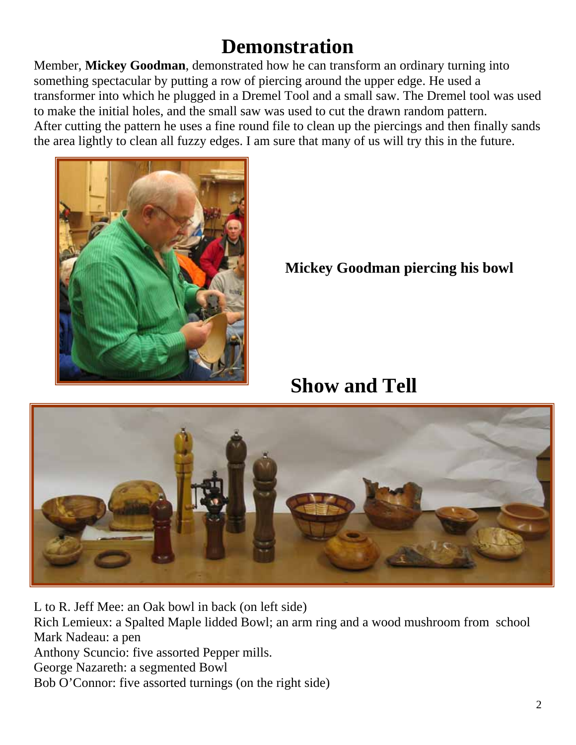# Demonstration

Member, **Mickey Goodman**, demonstrated how he can transform an ordinary turning into something spectacular by putting a row of piercing around the upper edge. He used a transformer into which he plugged in a Dremel Tool and a small saw. The Dremel tool was used to make the initial holes, and the small saw was used to cut the drawn random pattern. After cutting the pattern he uses a fine round file to clean up the piercings and then finally sands the area lightly to clean all fuzzy edges. I am sure that many of us will try this in the future.

**Mickey Goodman piercing his bowl**

# Show and Tell

L to R. Jeff Mee: an Oak bowl in back (on left side)
Rich Lemieux: a Spalted Maple lidded Bowl; an arm ring and a wood mushroom from school
Mark Nadeau: a pen
Anthony Scuncio: five assorted Pepper mills.
George Nazareth: a segmented Bowl
Bob O'Connor: five assorted turnings (on the right side)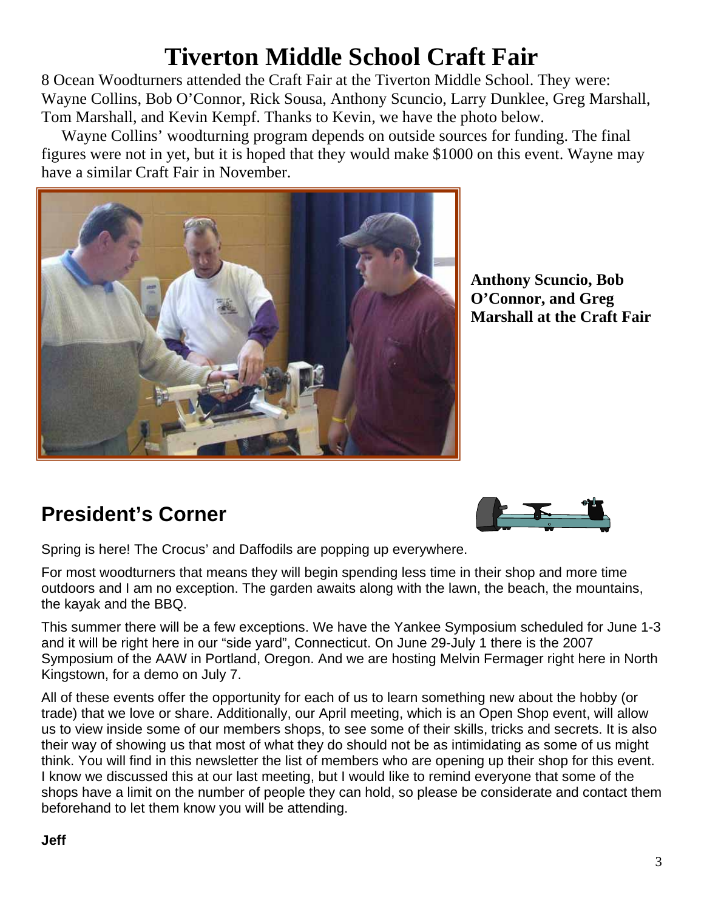# Tiverton Middle School Craft Fair

8 Ocean Woodturners attended the Craft Fair at the Tiverton Middle School. They were: Wayne Collins, Bob O'Connor, Rick Sousa, Anthony Scuncio, Larry Dunklee, Greg Marshall, Tom Marshall, and Kevin Kempf. Thanks to Kevin, we have the photo below.

Wayne Collins' woodturning program depends on outside sources for funding. The final figures were not in yet, but it is hoped that they would make $1000 on this event. Wayne may have a similar Craft Fair in November.

**Anthony Scuncio, Bob O'Connor, and Greg Marshall at the Craft Fair**

## President's Corner

Spring is here! The Crocus' and Daffodils are popping up everywhere.

For most woodturners that means they will begin spending less time in their shop and more time outdoors and I am no exception. The garden awaits along with the lawn, the beach, the mountains, the kayak and the BBQ.

This summer there will be a few exceptions. We have the Yankee Symposium scheduled for June 1-3 and it will be right here in our "side yard", Connecticut. On June 29-July 1 there is the 2007 Symposium of the AAW in Portland, Oregon. And we are hosting Melvin Fermager right here in North Kingstown, for a demo on July 7.

All of these events offer the opportunity for each of us to learn something new about the hobby (or trade) that we love or share. Additionally, our April meeting, which is an Open Shop event, will allow us to view inside some of our members shops, to see some of their skills, tricks and secrets. It is also their way of showing us that most of what they do should not be as intimidating as some of us might think. You will find in this newsletter the list of members who are opening up their shop for this event. I know we discussed this at our last meeting, but I would like to remind everyone that some of the shops have a limit on the number of people they can hold, so please be considerate and contact them beforehand to let them know you will be attending.

**Jeff**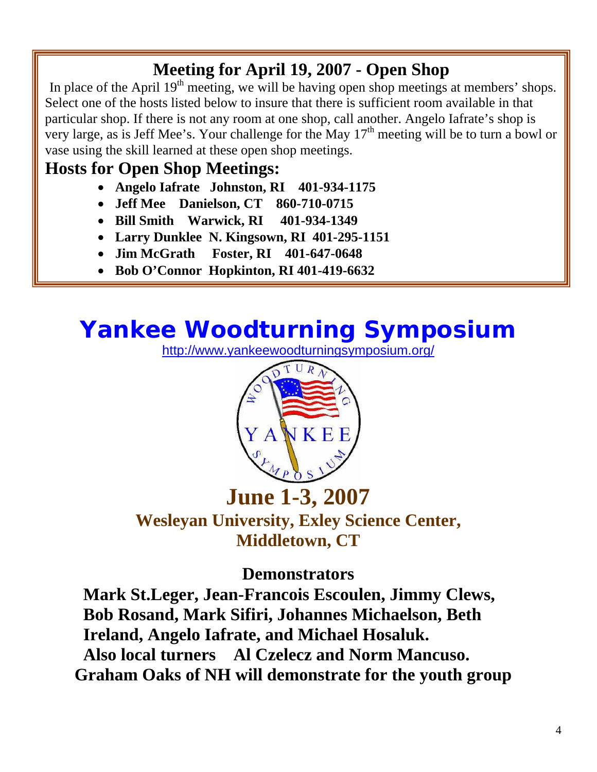## Meeting for April 19, 2007 - Open Shop

In place of the April 19th meeting, we will be having open shop meetings at members' shops. Select one of the hosts listed below to insure that there is sufficient room available in that particular shop. If there is not any room at one shop, call another. Angelo Iafrate's shop is very large, as is Jeff Mee's. Your challenge for the May 17th meeting will be to turn a bowl or vase using the skill learned at these open shop meetings.

## Hosts for Open Shop Meetings:

- **Angelo Iafrate Johnston, RI 401-934-1175**
- **Jeff Mee Danielson, CT 860-710-0715**
- **Bill Smith Warwick, RI 401-934-1349**
- **Larry Dunklee N. Kingsown, RI 401-295-1151**
- **Jim McGrath Foster, RI 401-647-0648**
- **Bob O'Connor Hopkinton, RI 401-419-6632**

# Yankee Woodturning Symposium

http://www.yankeewoodturningsymposium.org/

WOODTURNING YANKEE SYMPOSIUM

## June 1-3, 2007

### Wesleyan University, Exley Science Center, Middletown, CT

### Demonstrators

**Mark St.Leger, Jean-Francois Escoulen, Jimmy Clews, Bob Rosand, Mark Sifiri, Johannes Michaelson, Beth Ireland, Angelo Iafrate, and Michael Hosaluk.**
**Also local turners Al Czelecz and Norm Mancuso.**
**Graham Oaks of NH will demonstrate for the youth group**